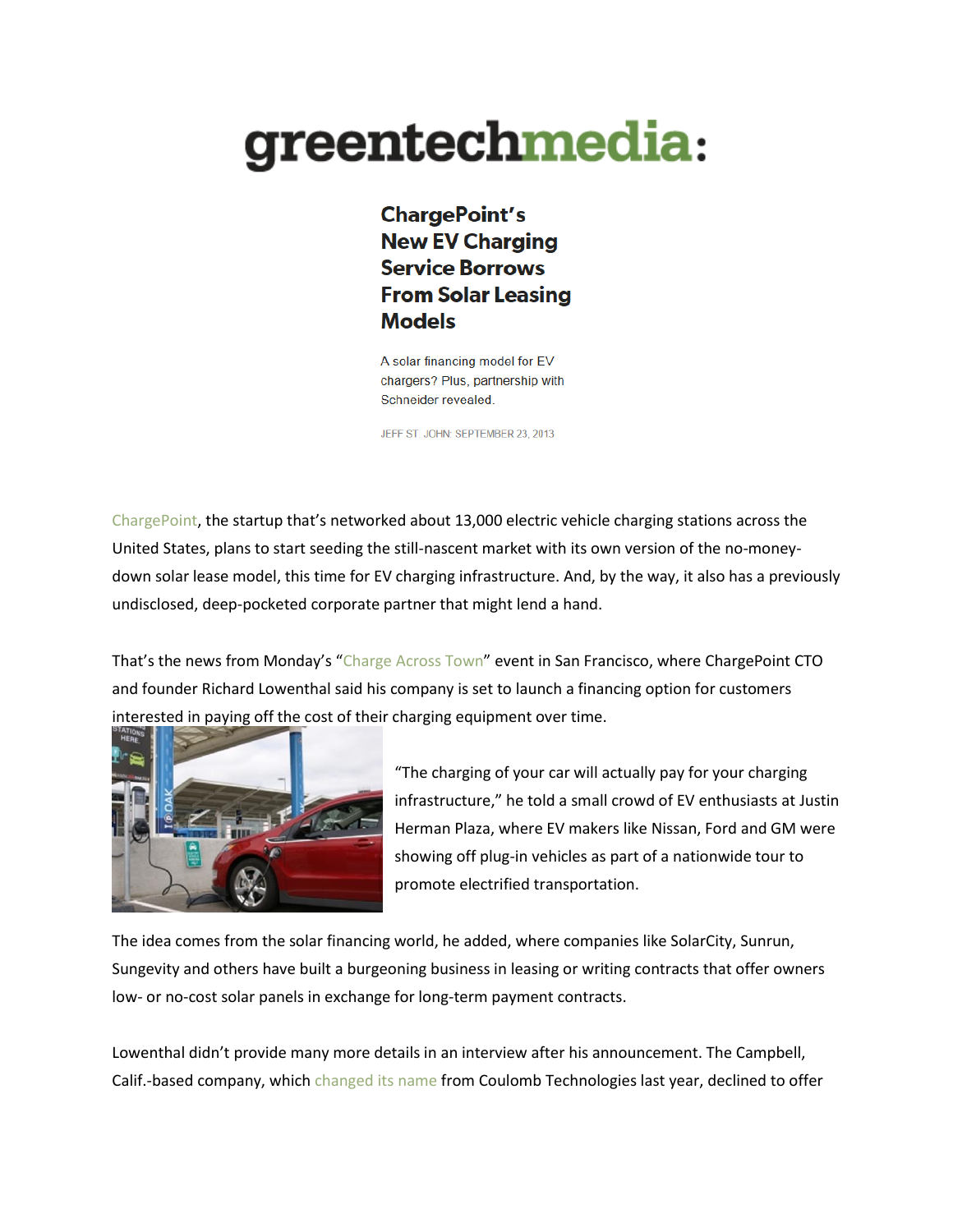greentechmedia:

# ChargePoint's New EV Charging Service Borrows From Solar Leasing Models

A solar financing model for EV chargers? Plus, partnership with Schneider revealed.

JEFF ST. JOHN: SEPTEMBER 23, 2013

ChargePoint, the startup that's networked about 13,000 electric vehicle charging stations across the United States, plans to start seeding the still-nascent market with its own version of the no-money-down solar lease model, this time for EV charging infrastructure. And, by the way, it also has a previously undisclosed, deep-pocketed corporate partner that might lend a hand.

That's the news from Monday's "Charge Across Town" event in San Francisco, where ChargePoint CTO and founder Richard Lowenthal said his company is set to launch a financing option for customers interested in paying off the cost of their charging equipment over time.

"The charging of your car will actually pay for your charging infrastructure," he told a small crowd of EV enthusiasts at Justin Herman Plaza, where EV makers like Nissan, Ford and GM were showing off plug-in vehicles as part of a nationwide tour to promote electrified transportation.

The idea comes from the solar financing world, he added, where companies like SolarCity, Sunrun, Sungevity and others have built a burgeoning business in leasing or writing contracts that offer owners low- or no-cost solar panels in exchange for long-term payment contracts.

Lowenthal didn't provide many more details in an interview after his announcement. The Campbell, Calif.-based company, which changed its name from Coulomb Technologies last year, declined to offer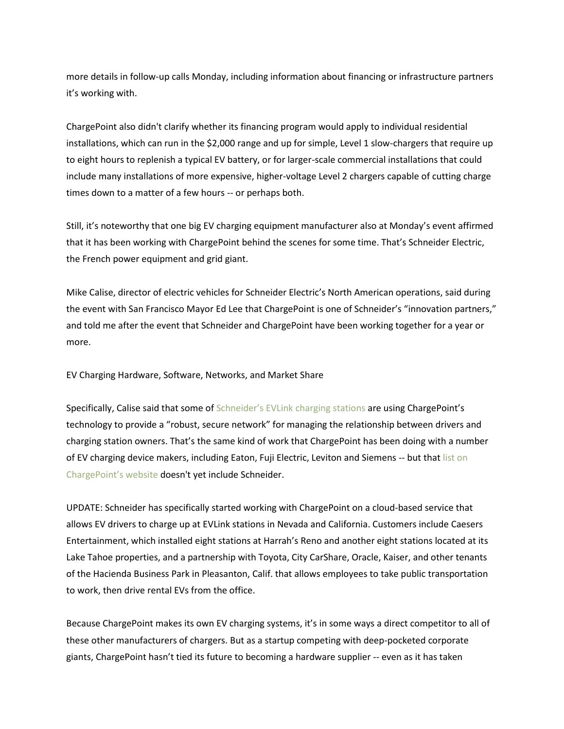more details in follow-up calls Monday, including information about financing or infrastructure partners it's working with.

ChargePoint also didn't clarify whether its financing program would apply to individual residential installations, which can run in the $2,000 range and up for simple, Level 1 slow-chargers that require up to eight hours to replenish a typical EV battery, or for larger-scale commercial installations that could include many installations of more expensive, higher-voltage Level 2 chargers capable of cutting charge times down to a matter of a few hours -- or perhaps both.

Still, it's noteworthy that one big EV charging equipment manufacturer also at Monday's event affirmed that it has been working with ChargePoint behind the scenes for some time. That's Schneider Electric, the French power equipment and grid giant.

Mike Calise, director of electric vehicles for Schneider Electric's North American operations, said during the event with San Francisco Mayor Ed Lee that ChargePoint is one of Schneider's "innovation partners," and told me after the event that Schneider and ChargePoint have been working together for a year or more.

## EV Charging Hardware, Software, Networks, and Market Share

Specifically, Calise said that some of Schneider's EVLink charging stations are using ChargePoint's technology to provide a "robust, secure network" for managing the relationship between drivers and charging station owners. That's the same kind of work that ChargePoint has been doing with a number of EV charging device makers, including Eaton, Fuji Electric, Leviton and Siemens -- but that list on ChargePoint's website doesn't yet include Schneider.

UPDATE: Schneider has specifically started working with ChargePoint on a cloud-based service that allows EV drivers to charge up at EVLink stations in Nevada and California. Customers include Caesers Entertainment, which installed eight stations at Harrah's Reno and another eight stations located at its Lake Tahoe properties, and a partnership with Toyota, City CarShare, Oracle, Kaiser, and other tenants of the Hacienda Business Park in Pleasanton, Calif. that allows employees to take public transportation to work, then drive rental EVs from the office.

Because ChargePoint makes its own EV charging systems, it's in some ways a direct competitor to all of these other manufacturers of chargers. But as a startup competing with deep-pocketed corporate giants, ChargePoint hasn't tied its future to becoming a hardware supplier -- even as it has taken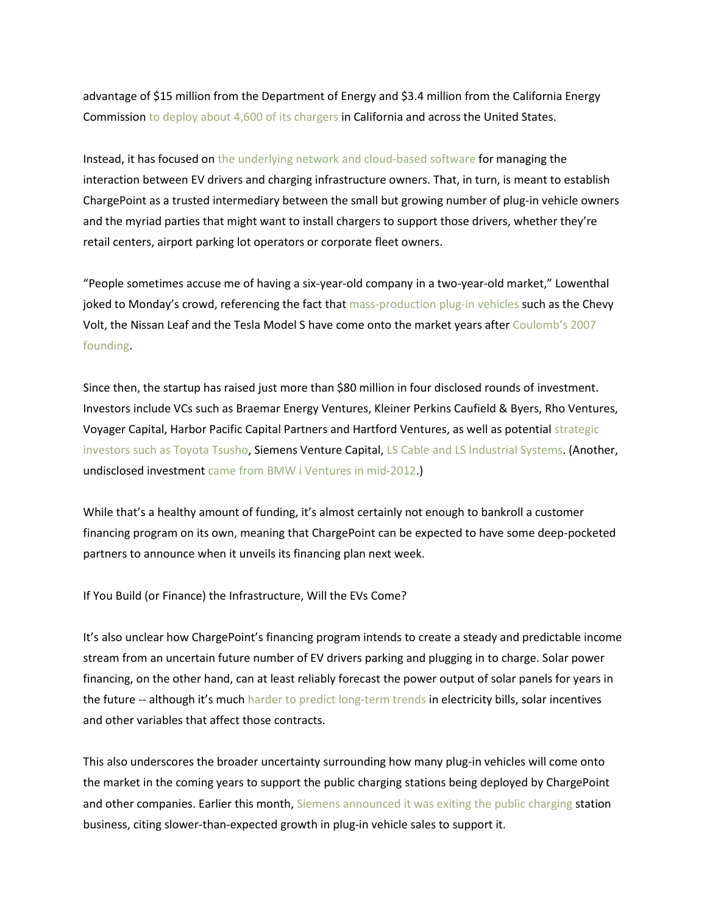advantage of $15 million from the Department of Energy and $3.4 million from the California Energy Commission to deploy about 4,600 of its chargers in California and across the United States.

Instead, it has focused on the underlying network and cloud-based software for managing the interaction between EV drivers and charging infrastructure owners. That, in turn, is meant to establish ChargePoint as a trusted intermediary between the small but growing number of plug-in vehicle owners and the myriad parties that might want to install chargers to support those drivers, whether they're retail centers, airport parking lot operators or corporate fleet owners.

"People sometimes accuse me of having a six-year-old company in a two-year-old market," Lowenthal joked to Monday's crowd, referencing the fact that mass-production plug-in vehicles such as the Chevy Volt, the Nissan Leaf and the Tesla Model S have come onto the market years after Coulomb's 2007 founding.

Since then, the startup has raised just more than $80 million in four disclosed rounds of investment. Investors include VCs such as Braemar Energy Ventures, Kleiner Perkins Caufield & Byers, Rho Ventures, Voyager Capital, Harbor Pacific Capital Partners and Hartford Ventures, as well as potential strategic investors such as Toyota Tsusho, Siemens Venture Capital, LS Cable and LS Industrial Systems. (Another, undisclosed investment came from BMW i Ventures in mid-2012.)

While that's a healthy amount of funding, it's almost certainly not enough to bankroll a customer financing program on its own, meaning that ChargePoint can be expected to have some deep-pocketed partners to announce when it unveils its financing plan next week.

## If You Build (or Finance) the Infrastructure, Will the EVs Come?

It's also unclear how ChargePoint's financing program intends to create a steady and predictable income stream from an uncertain future number of EV drivers parking and plugging in to charge. Solar power financing, on the other hand, can at least reliably forecast the power output of solar panels for years in the future -- although it's much harder to predict long-term trends in electricity bills, solar incentives and other variables that affect those contracts.

This also underscores the broader uncertainty surrounding how many plug-in vehicles will come onto the market in the coming years to support the public charging stations being deployed by ChargePoint and other companies. Earlier this month, Siemens announced it was exiting the public charging station business, citing slower-than-expected growth in plug-in vehicle sales to support it.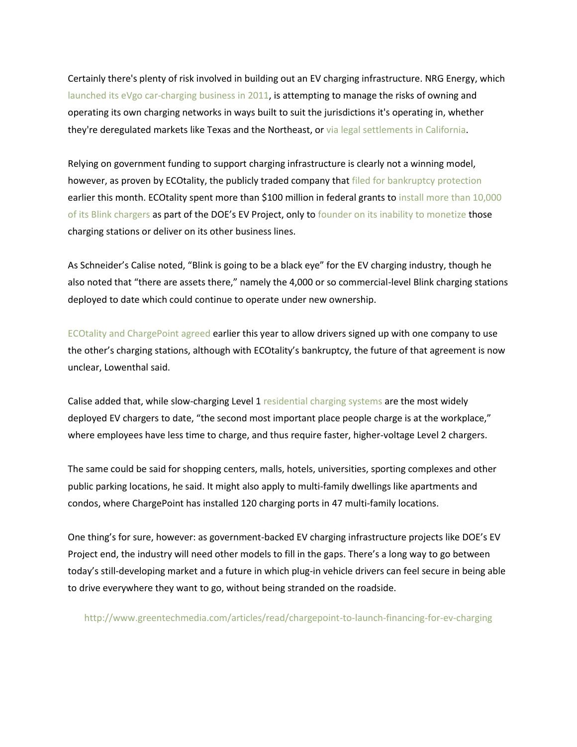Certainly there's plenty of risk involved in building out an EV charging infrastructure. NRG Energy, which launched its eVgo car-charging business in 2011, is attempting to manage the risks of owning and operating its own charging networks in ways built to suit the jurisdictions it's operating in, whether they're deregulated markets like Texas and the Northeast, or via legal settlements in California.

Relying on government funding to support charging infrastructure is clearly not a winning model, however, as proven by ECOtality, the publicly traded company that filed for bankruptcy protection earlier this month. ECOtality spent more than $100 million in federal grants to install more than 10,000 of its Blink chargers as part of the DOE's EV Project, only to founder on its inability to monetize those charging stations or deliver on its other business lines.

As Schneider's Calise noted, "Blink is going to be a black eye" for the EV charging industry, though he also noted that "there are assets there," namely the 4,000 or so commercial-level Blink charging stations deployed to date which could continue to operate under new ownership.

ECOtality and ChargePoint agreed earlier this year to allow drivers signed up with one company to use the other's charging stations, although with ECOtality's bankruptcy, the future of that agreement is now unclear, Lowenthal said.

Calise added that, while slow-charging Level 1 residential charging systems are the most widely deployed EV chargers to date, "the second most important place people charge is at the workplace," where employees have less time to charge, and thus require faster, higher-voltage Level 2 chargers.

The same could be said for shopping centers, malls, hotels, universities, sporting complexes and other public parking locations, he said. It might also apply to multi-family dwellings like apartments and condos, where ChargePoint has installed 120 charging ports in 47 multi-family locations.

One thing's for sure, however: as government-backed EV charging infrastructure projects like DOE's EV Project end, the industry will need other models to fill in the gaps. There's a long way to go between today's still-developing market and a future in which plug-in vehicle drivers can feel secure in being able to drive everywhere they want to go, without being stranded on the roadside.

http://www.greentechmedia.com/articles/read/chargepoint-to-launch-financing-for-ev-charging